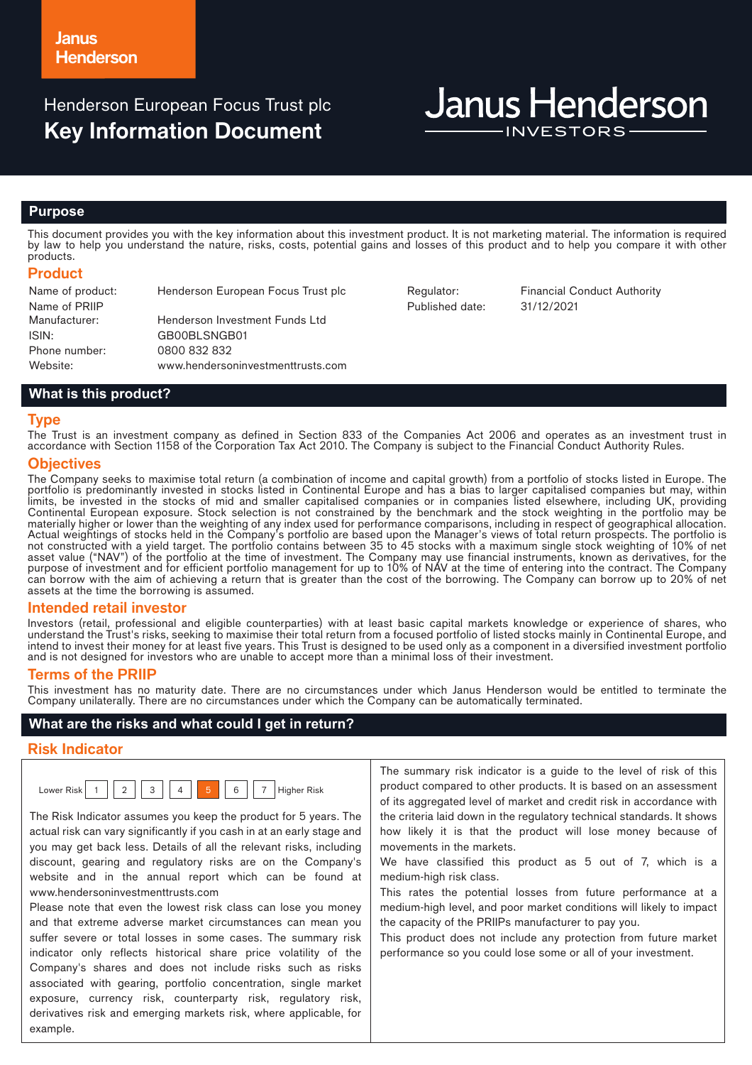Janus Henderson

Henderson European Focus Trust plc

# Key Information Document

Janus Henderson INVESTORS

## Purpose

This document provides you with the key information about this investment product. It is not marketing material. The information is required by law to help you understand the nature, risks, costs, potential gains and losses of this product and to help you compare it with other products.

### Product

| | | | |
|---|---|---|---|
| Name of product: | Henderson European Focus Trust plc | Regulator: | Financial Conduct Authority |
| Name of PRIIP Manufacturer: | Henderson Investment Funds Ltd | Published date: | 31/12/2021 |
| ISIN: | GB00BLSNGB01 | | |
| Phone number: | 0800 832 832 | | |
| Website: | www.hendersoninvestmenttrusts.com | | |

## What is this product?

### Type

The Trust is an investment company as defined in Section 833 of the Companies Act 2006 and operates as an investment trust in accordance with Section 1158 of the Corporation Tax Act 2010. The Company is subject to the Financial Conduct Authority Rules.

### Objectives

The Company seeks to maximise total return (a combination of income and capital growth) from a portfolio of stocks listed in Europe. The portfolio is predominantly invested in stocks listed in Continental Europe and has a bias to larger capitalised companies but may, within limits, be invested in the stocks of mid and smaller capitalised companies or in companies listed elsewhere, including UK, providing Continental European exposure. Stock selection is not constrained by the benchmark and the stock weighting in the portfolio may be materially higher or lower than the weighting of any index used for performance comparisons, including in respect of geographical allocation. Actual weightings of stocks held in the Company's portfolio are based upon the Manager's views of total return prospects. The portfolio is not constructed with a yield target. The portfolio contains between 35 to 45 stocks with a maximum single stock weighting of 10% of net asset value ("NAV") of the portfolio at the time of investment. The Company may use financial instruments, known as derivatives, for the purpose of investment and for efficient portfolio management for up to 10% of NAV at the time of entering into the contract. The Company can borrow with the aim of achieving a return that is greater than the cost of the borrowing. The Company can borrow up to 20% of net assets at the time the borrowing is assumed.

### Intended retail investor

Investors (retail, professional and eligible counterparties) with at least basic capital markets knowledge or experience of shares, who understand the Trust's risks, seeking to maximise their total return from a focused portfolio of listed stocks mainly in Continental Europe, and intend to invest their money for at least five years. This Trust is designed to be used only as a component in a diversified investment portfolio and is not designed for investors who are unable to accept more than a minimal loss of their investment.

### Terms of the PRIIP

This investment has no maturity date. There are no circumstances under which Janus Henderson would be entitled to terminate the Company unilaterally. There are no circumstances under which the Company can be automatically terminated.

## What are the risks and what could I get in return?

### Risk Indicator

Lower Risk | 1 | 2 | 3 | 4 | **5** | 6 | 7 | Higher Risk

The Risk Indicator assumes you keep the product for 5 years. The actual risk can vary significantly if you cash in at an early stage and you may get back less. Details of all the relevant risks, including discount, gearing and regulatory risks are on the Company's website and in the annual report which can be found at www.hendersoninvestmenttrusts.com

Please note that even the lowest risk class can lose you money and that extreme adverse market circumstances can mean you suffer severe or total losses in some cases. The summary risk indicator only reflects historical share price volatility of the Company's shares and does not include risks such as risks associated with gearing, portfolio concentration, single market exposure, currency risk, counterparty risk, regulatory risk, derivatives risk and emerging markets risk, where applicable, for example.

The summary risk indicator is a guide to the level of risk of this product compared to other products. It is based on an assessment of its aggregated level of market and credit risk in accordance with the criteria laid down in the regulatory technical standards. It shows how likely it is that the product will lose money because of movements in the markets.

We have classified this product as 5 out of 7, which is a medium-high risk class.

This rates the potential losses from future performance at a medium-high level, and poor market conditions will likely to impact the capacity of the PRIIPs manufacturer to pay you.

This product does not include any protection from future market performance so you could lose some or all of your investment.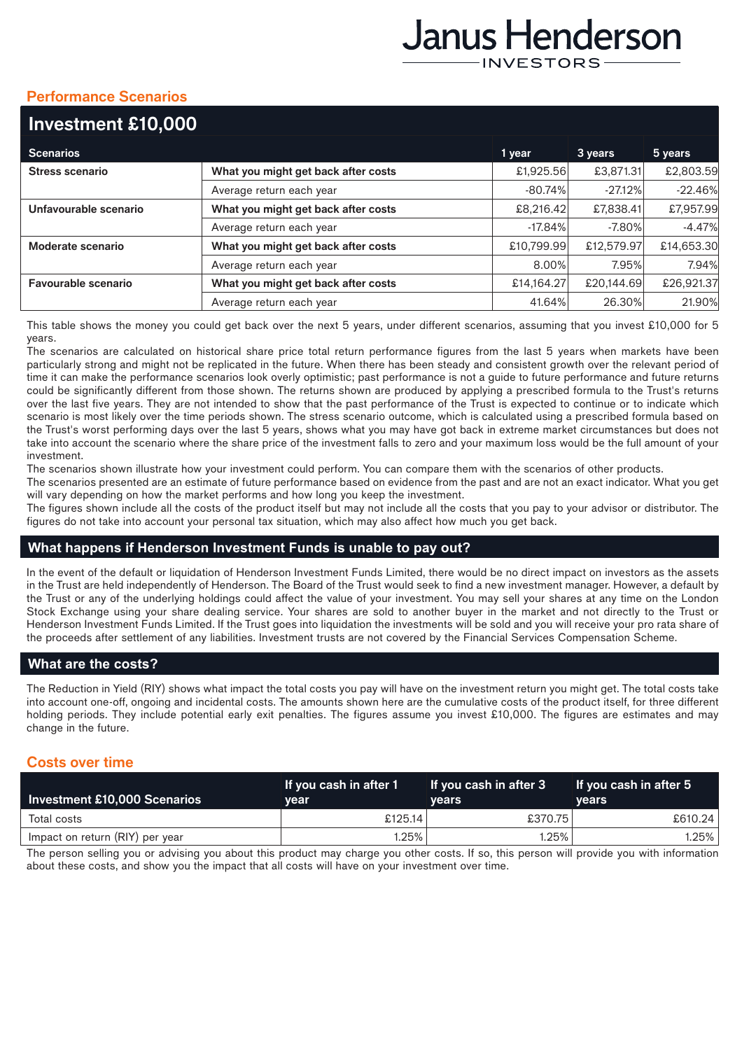## Performance Scenarios

| Investment £10,000 | | | | |
|---|---|---|---|---|
| **Scenarios** | | **1 year** | **3 years** | **5 years** |
| **Stress scenario** | **What you might get back after costs** | £1,925.56 | £3,871.31 | £2,803.59 |
| | Average return each year | -80.74% | -27.12% | -22.46% |
| **Unfavourable scenario** | **What you might get back after costs** | £8,216.42 | £7,838.41 | £7,957.99 |
| | Average return each year | -17.84% | -7.80% | -4.47% |
| **Moderate scenario** | **What you might get back after costs** | £10,799.99 | £12,579.97 | £14,653.30 |
| | Average return each year | 8.00% | 7.95% | 7.94% |
| **Favourable scenario** | **What you might get back after costs** | £14,164.27 | £20,144.69 | £26,921.37 |
| | Average return each year | 41.64% | 26.30% | 21.90% |

This table shows the money you could get back over the next 5 years, under different scenarios, assuming that you invest £10,000 for 5 years.

The scenarios are calculated on historical share price total return performance figures from the last 5 years when markets have been particularly strong and might not be replicated in the future. When there has been steady and consistent growth over the relevant period of time it can make the performance scenarios look overly optimistic; past performance is not a guide to future performance and future returns could be significantly different from those shown. The returns shown are produced by applying a prescribed formula to the Trust's returns over the last five years. They are not intended to show that the past performance of the Trust is expected to continue or to indicate which scenario is most likely over the time periods shown. The stress scenario outcome, which is calculated using a prescribed formula based on the Trust's worst performing days over the last 5 years, shows what you may have got back in extreme market circumstances but does not take into account the scenario where the share price of the investment falls to zero and your maximum loss would be the full amount of your investment.

The scenarios shown illustrate how your investment could perform. You can compare them with the scenarios of other products.

The scenarios presented are an estimate of future performance based on evidence from the past and are not an exact indicator. What you get will vary depending on how the market performs and how long you keep the investment.

The figures shown include all the costs of the product itself but may not include all the costs that you pay to your advisor or distributor. The figures do not take into account your personal tax situation, which may also affect how much you get back.

## What happens if Henderson Investment Funds is unable to pay out?

In the event of the default or liquidation of Henderson Investment Funds Limited, there would be no direct impact on investors as the assets in the Trust are held independently of Henderson. The Board of the Trust would seek to find a new investment manager. However, a default by the Trust or any of the underlying holdings could affect the value of your investment. You may sell your shares at any time on the London Stock Exchange using your share dealing service. Your shares are sold to another buyer in the market and not directly to the Trust or Henderson Investment Funds Limited. If the Trust goes into liquidation the investments will be sold and you will receive your pro rata share of the proceeds after settlement of any liabilities. Investment trusts are not covered by the Financial Services Compensation Scheme.

## What are the costs?

The Reduction in Yield (RIY) shows what impact the total costs you pay will have on the investment return you might get. The total costs take into account one-off, ongoing and incidental costs. The amounts shown here are the cumulative costs of the product itself, for three different holding periods. They include potential early exit penalties. The figures assume you invest £10,000. The figures are estimates and may change in the future.

## Costs over time

| Investment £10,000 Scenarios | If you cash in after 1 year | If you cash in after 3 years | If you cash in after 5 years |
|---|---|---|---|
| Total costs | £125.14 | £370.75 | £610.24 |
| Impact on return (RIY) per year | 1.25% | 1.25% | 1.25% |

The person selling you or advising you about this product may charge you other costs. If so, this person will provide you with information about these costs, and show you the impact that all costs will have on your investment over time.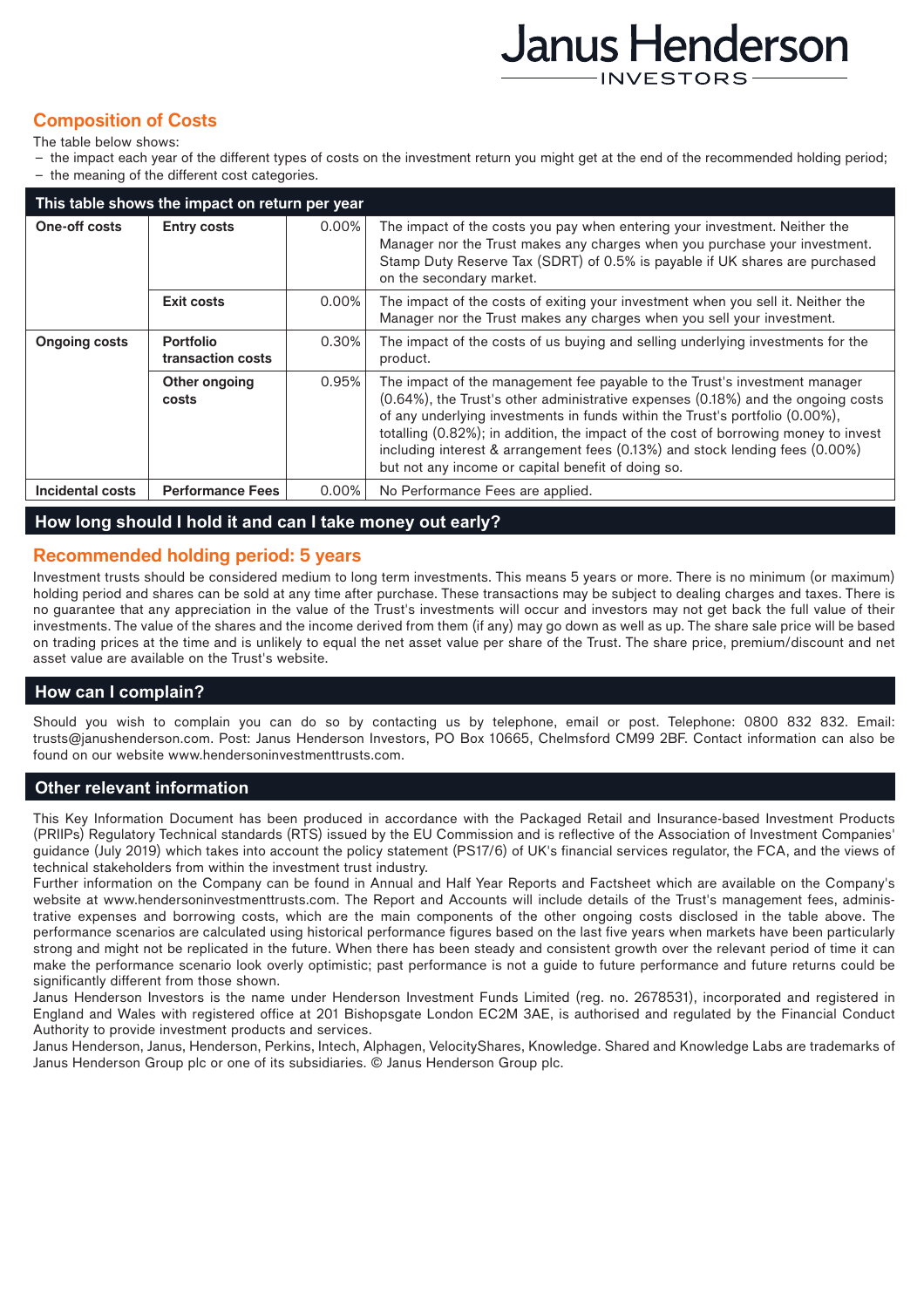## Composition of Costs

The table below shows:

- the impact each year of the different types of costs on the investment return you might get at the end of the recommended holding period;
- the meaning of the different cost categories.

| This table shows the impact on return per year | | | |
|---|---|---|---|
| **One-off costs** | **Entry costs** | 0.00% | The impact of the costs you pay when entering your investment. Neither the Manager nor the Trust makes any charges when you purchase your investment. Stamp Duty Reserve Tax (SDRT) of 0.5% is payable if UK shares are purchased on the secondary market. |
| | **Exit costs** | 0.00% | The impact of the costs of exiting your investment when you sell it. Neither the Manager nor the Trust makes any charges when you sell your investment. |
| **Ongoing costs** | **Portfolio transaction costs** | 0.30% | The impact of the costs of us buying and selling underlying investments for the product. |
| | **Other ongoing costs** | 0.95% | The impact of the management fee payable to the Trust's investment manager (0.64%), the Trust's other administrative expenses (0.18%) and the ongoing costs of any underlying investments in funds within the Trust's portfolio (0.00%), totalling (0.82%); in addition, the impact of the cost of borrowing money to invest including interest & arrangement fees (0.13%) and stock lending fees (0.00%) but not any income or capital benefit of doing so. |
| **Incidental costs** | **Performance Fees** | 0.00% | No Performance Fees are applied. |

## How long should I hold it and can I take money out early?

### Recommended holding period: 5 years

Investment trusts should be considered medium to long term investments. This means 5 years or more. There is no minimum (or maximum) holding period and shares can be sold at any time after purchase. These transactions may be subject to dealing charges and taxes. There is no guarantee that any appreciation in the value of the Trust's investments will occur and investors may not get back the full value of their investments. The value of the shares and the income derived from them (if any) may go down as well as up. The share sale price will be based on trading prices at the time and is unlikely to equal the net asset value per share of the Trust. The share price, premium/discount and net asset value are available on the Trust's website.

## How can I complain?

Should you wish to complain you can do so by contacting us by telephone, email or post. Telephone: 0800 832 832. Email: trusts@janushenderson.com. Post: Janus Henderson Investors, PO Box 10665, Chelmsford CM99 2BF. Contact information can also be found on our website www.hendersoninvestmenttrusts.com.

## Other relevant information

This Key Information Document has been produced in accordance with the Packaged Retail and Insurance-based Investment Products (PRIIPs) Regulatory Technical standards (RTS) issued by the EU Commission and is reflective of the Association of Investment Companies' guidance (July 2019) which takes into account the policy statement (PS17/6) of UK's financial services regulator, the FCA, and the views of technical stakeholders from within the investment trust industry.

Further information on the Company can be found in Annual and Half Year Reports and Factsheet which are available on the Company's website at www.hendersoninvestmenttrusts.com. The Report and Accounts will include details of the Trust's management fees, administrative expenses and borrowing costs, which are the main components of the other ongoing costs disclosed in the table above. The performance scenarios are calculated using historical performance figures based on the last five years when markets have been particularly strong and might not be replicated in the future. When there has been steady and consistent growth over the relevant period of time it can make the performance scenario look overly optimistic; past performance is not a guide to future performance and future returns could be significantly different from those shown.

Janus Henderson Investors is the name under Henderson Investment Funds Limited (reg. no. 2678531), incorporated and registered in England and Wales with registered office at 201 Bishopsgate London EC2M 3AE, is authorised and regulated by the Financial Conduct Authority to provide investment products and services.

Janus Henderson, Janus, Henderson, Perkins, Intech, Alphagen, VelocityShares, Knowledge. Shared and Knowledge Labs are trademarks of Janus Henderson Group plc or one of its subsidiaries. © Janus Henderson Group plc.